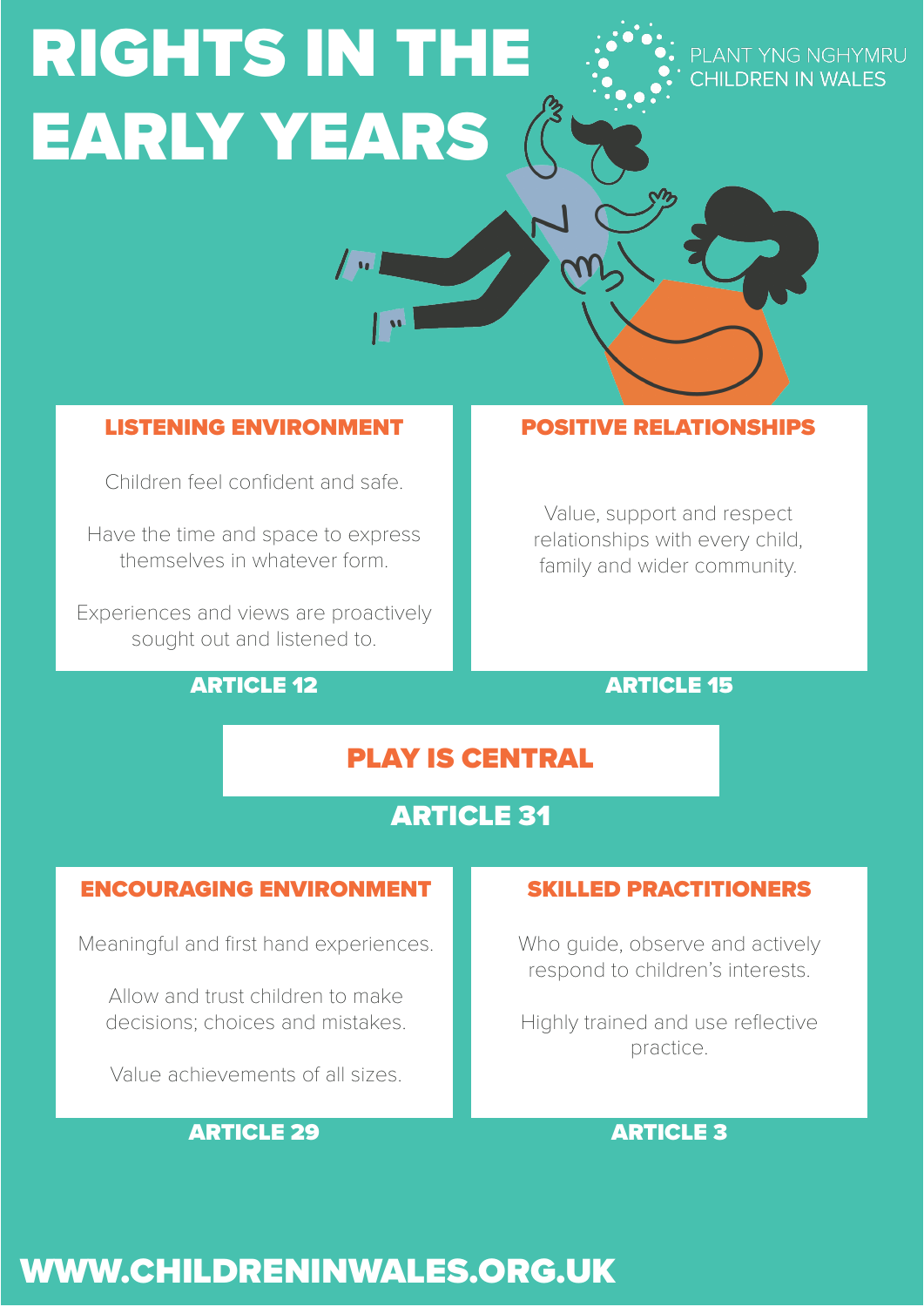# RIGHTS IN THE EARLY YEARS

PLANT YNG NGHYMRU
CHILDREN IN WALES

## LISTENING ENVIRONMENT

Children feel confident and safe.

Have the time and space to express themselves in whatever form.

Experiences and views are proactively sought out and listened to.

**ARTICLE 12**

## POSITIVE RELATIONSHIPS

Value, support and respect relationships with every child, family and wider community.

**ARTICLE 15**

## PLAY IS CENTRAL

**ARTICLE 31**

## ENCOURAGING ENVIRONMENT

Meaningful and first hand experiences.

Allow and trust children to make decisions; choices and mistakes.

Value achievements of all sizes.

**ARTICLE 29**

## SKILLED PRACTITIONERS

Who guide, observe and actively respond to children's interests.

Highly trained and use reflective practice.

**ARTICLE 3**

**WWW.CHILDRENINWALES.ORG.UK**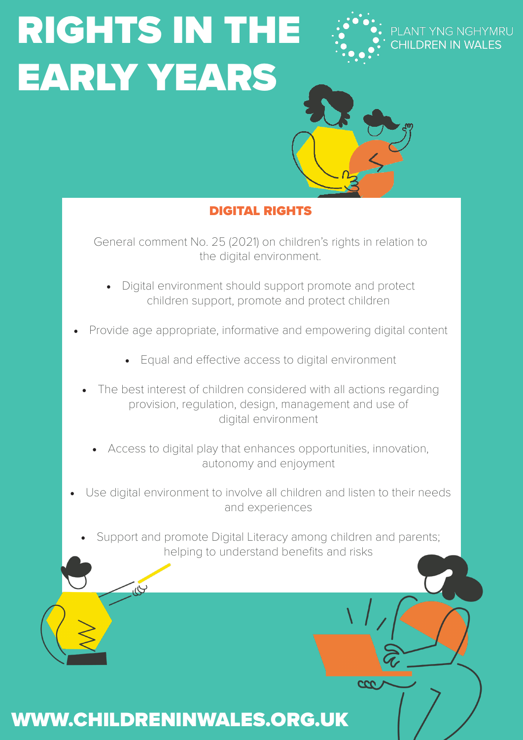# RIGHTS IN THE EARLY YEARS

PLANT YNG NGHYMRU
CHILDREN IN WALES

## DIGITAL RIGHTS

General comment No. 25 (2021) on children's rights in relation to the digital environment.

- Digital environment should support promote and protect children support, promote and protect children
- Provide age appropriate, informative and empowering digital content
- Equal and effective access to digital environment
- The best interest of children considered with all actions regarding provision, regulation, design, management and use of digital environment
- Access to digital play that enhances opportunities, innovation, autonomy and enjoyment
- Use digital environment to involve all children and listen to their needs and experiences
- Support and promote Digital Literacy among children and parents; helping to understand benefits and risks

WWW.CHILDRENINWALES.ORG.UK